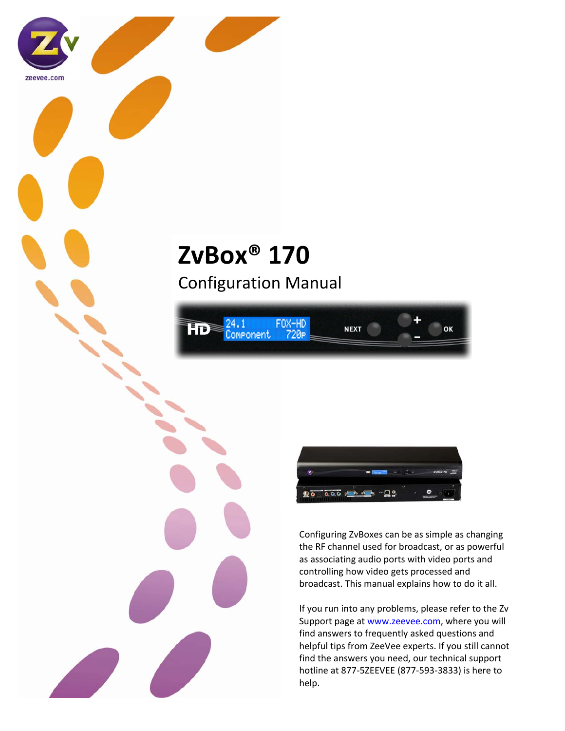# ZvBox® 170

## Configuration Manual

Configuring ZvBoxes can be as simple as changing the RF channel used for broadcast, or as powerful as associating audio ports with video ports and controlling how video gets processed and broadcast. This manual explains how to do it all.

If you run into any problems, please refer to the Zv Support page at www.zeevee.com, where you will find answers to frequently asked questions and helpful tips from ZeeVee experts. If you still cannot find the answers you need, our technical support hotline at 877-5ZEEVEE (877-593-3833) is here to help.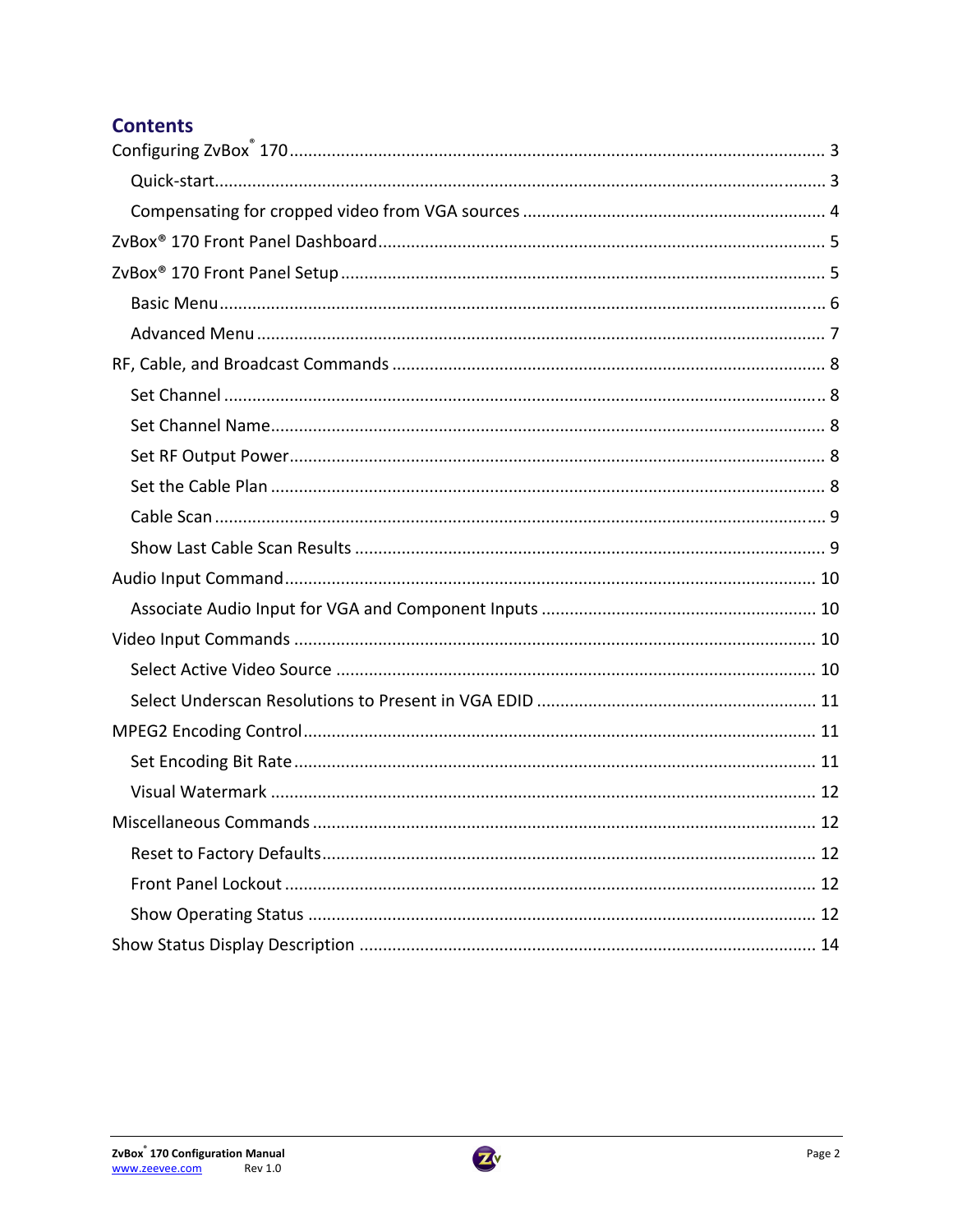# Contents

- Configuring ZvBox® 170 ... 3
  - Quick-start ... 3
  - Compensating for cropped video from VGA sources ... 4
- ZvBox® 170 Front Panel Dashboard ... 5
- ZvBox® 170 Front Panel Setup ... 5
  - Basic Menu ... 6
  - Advanced Menu ... 7
- RF, Cable, and Broadcast Commands ... 8
  - Set Channel ... 8
  - Set Channel Name ... 8
  - Set RF Output Power ... 8
  - Set the Cable Plan ... 8
  - Cable Scan ... 9
  - Show Last Cable Scan Results ... 9
- Audio Input Command ... 10
  - Associate Audio Input for VGA and Component Inputs ... 10
- Video Input Commands ... 10
  - Select Active Video Source ... 10
  - Select Underscan Resolutions to Present in VGA EDID ... 11
- MPEG2 Encoding Control ... 11
  - Set Encoding Bit Rate ... 11
  - Visual Watermark ... 12
- Miscellaneous Commands ... 12
  - Reset to Factory Defaults ... 12
  - Front Panel Lockout ... 12
  - Show Operating Status ... 12
- Show Status Display Description ... 14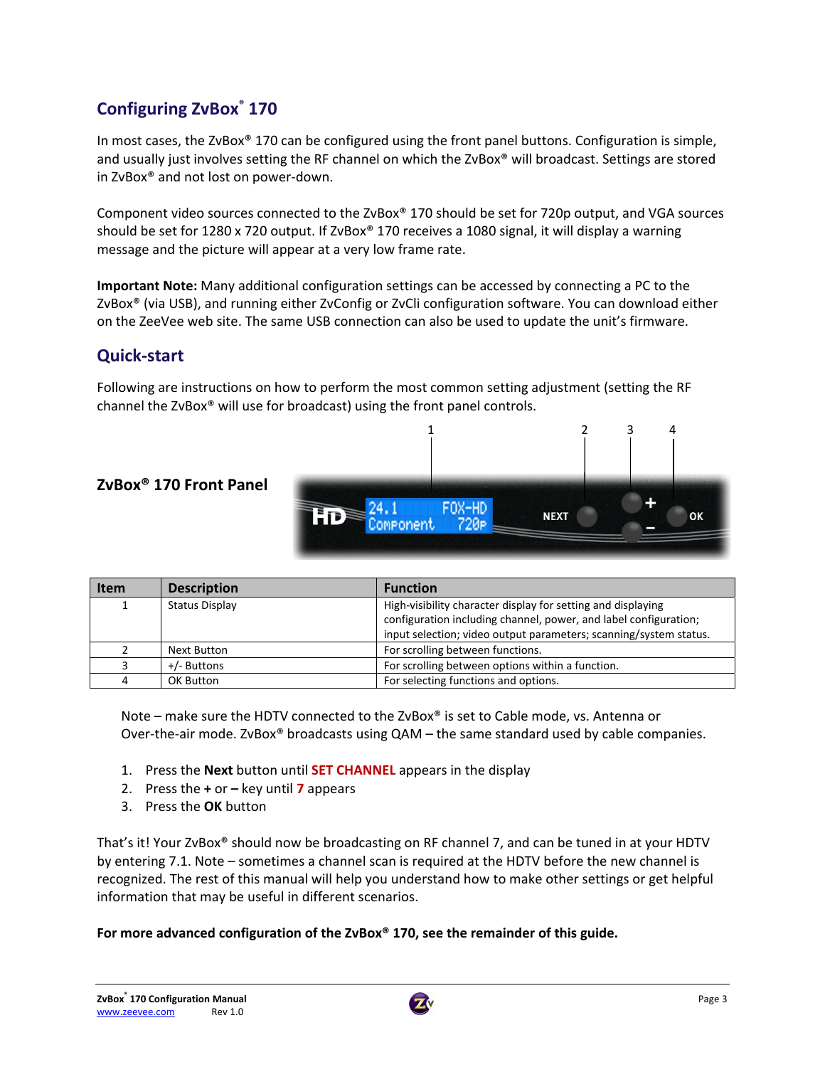## Configuring ZvBox® 170

In most cases, the ZvBox® 170 can be configured using the front panel buttons. Configuration is simple, and usually just involves setting the RF channel on which the ZvBox® will broadcast. Settings are stored in ZvBox® and not lost on power-down.

Component video sources connected to the ZvBox® 170 should be set for 720p output, and VGA sources should be set for 1280 x 720 output. If ZvBox® 170 receives a 1080 signal, it will display a warning message and the picture will appear at a very low frame rate.

**Important Note:** Many additional configuration settings can be accessed by connecting a PC to the ZvBox® (via USB), and running either ZvConfig or ZvCli configuration software. You can download either on the ZeeVee web site. The same USB connection can also be used to update the unit's firmware.

## Quick-start

Following are instructions on how to perform the most common setting adjustment (setting the RF channel the ZvBox® will use for broadcast) using the front panel controls.

**ZvBox® 170 Front Panel**

| Item | Description | Function |
|---|---|---|
| 1 | Status Display | High-visibility character display for setting and displaying configuration including channel, power, and label configuration; input selection; video output parameters; scanning/system status. |
| 2 | Next Button | For scrolling between functions. |
| 3 | +/- Buttons | For scrolling between options within a function. |
| 4 | OK Button | For selecting functions and options. |

Note – make sure the HDTV connected to the ZvBox® is set to Cable mode, vs. Antenna or Over-the-air mode. ZvBox® broadcasts using QAM – the same standard used by cable companies.

1. Press the **Next** button until **SET CHANNEL** appears in the display
2. Press the **+** or **–** key until **7** appears
3. Press the **OK** button

That's it! Your ZvBox® should now be broadcasting on RF channel 7, and can be tuned in at your HDTV by entering 7.1. Note – sometimes a channel scan is required at the HDTV before the new channel is recognized. The rest of this manual will help you understand how to make other settings or get helpful information that may be useful in different scenarios.

**For more advanced configuration of the ZvBox® 170, see the remainder of this guide.**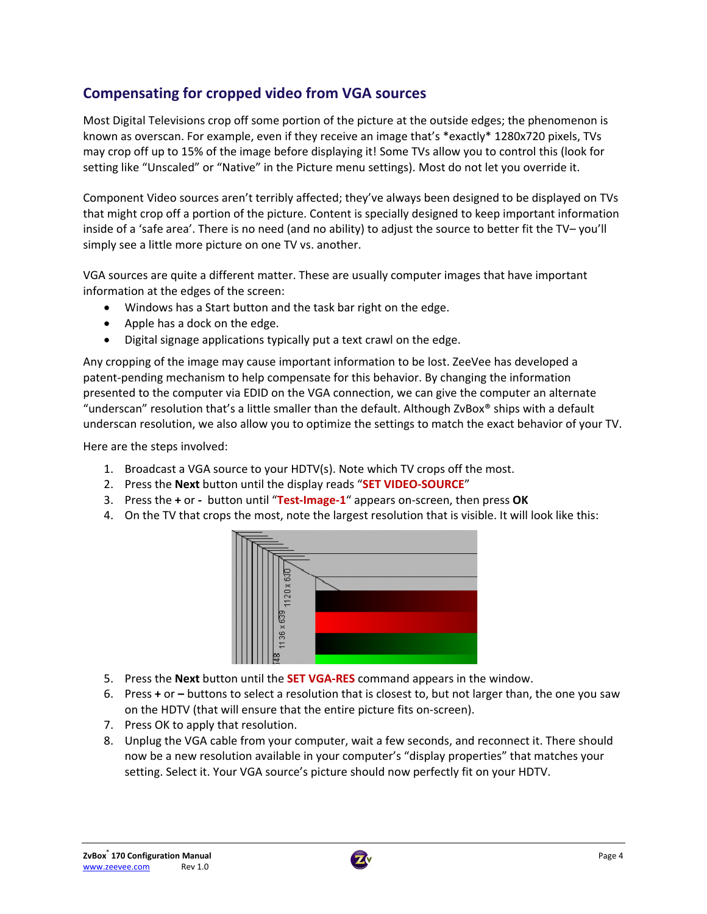## Compensating for cropped video from VGA sources

Most Digital Televisions crop off some portion of the picture at the outside edges; the phenomenon is known as overscan. For example, even if they receive an image that's *exactly* 1280x720 pixels, TVs may crop off up to 15% of the image before displaying it! Some TVs allow you to control this (look for setting like "Unscaled" or "Native" in the Picture menu settings). Most do not let you override it.

Component Video sources aren't terribly affected; they've always been designed to be displayed on TVs that might crop off a portion of the picture. Content is specially designed to keep important information inside of a 'safe area'. There is no need (and no ability) to adjust the source to better fit the TV– you'll simply see a little more picture on one TV vs. another.

VGA sources are quite a different matter. These are usually computer images that have important information at the edges of the screen:

- Windows has a Start button and the task bar right on the edge.
- Apple has a dock on the edge.
- Digital signage applications typically put a text crawl on the edge.

Any cropping of the image may cause important information to be lost. ZeeVee has developed a patent-pending mechanism to help compensate for this behavior. By changing the information presented to the computer via EDID on the VGA connection, we can give the computer an alternate "underscan" resolution that's a little smaller than the default. Although ZvBox® ships with a default underscan resolution, we also allow you to optimize the settings to match the exact behavior of your TV.

Here are the steps involved:

1. Broadcast a VGA source to your HDTV(s). Note which TV crops off the most.
2. Press the **Next** button until the display reads "**SET VIDEO-SOURCE**"
3. Press the **+** or **-** button until "**Test-Image-1**" appears on-screen, then press **OK**
4. On the TV that crops the most, note the largest resolution that is visible. It will look like this:
5. Press the **Next** button until the **SET VGA-RES** command appears in the window.
6. Press **+** or **–** buttons to select a resolution that is closest to, but not larger than, the one you saw on the HDTV (that will ensure that the entire picture fits on-screen).
7. Press OK to apply that resolution.
8. Unplug the VGA cable from your computer, wait a few seconds, and reconnect it. There should now be a new resolution available in your computer's "display properties" that matches your setting. Select it. Your VGA source's picture should now perfectly fit on your HDTV.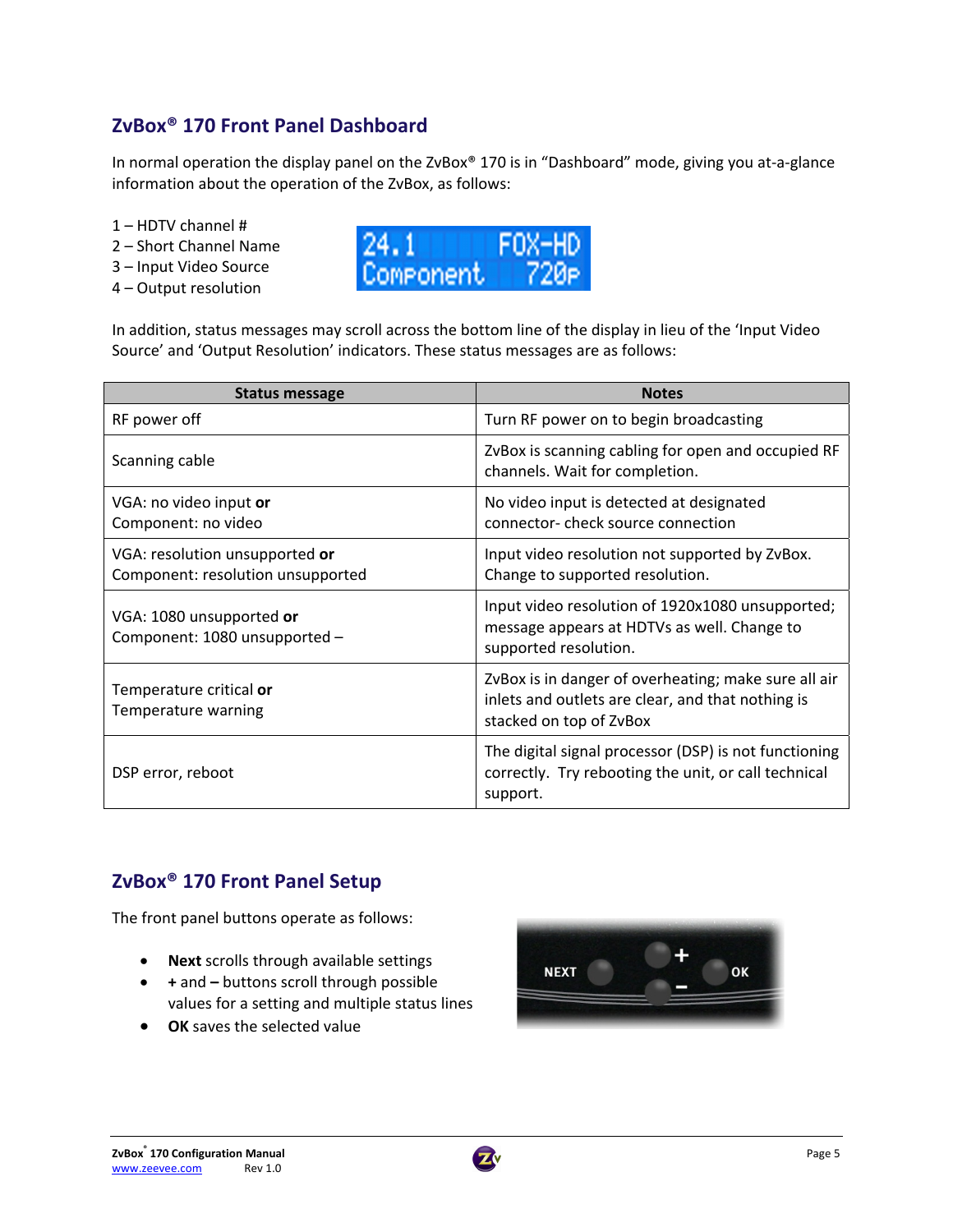## ZvBox® 170 Front Panel Dashboard

In normal operation the display panel on the ZvBox® 170 is in “Dashboard” mode, giving you at-a-glance information about the operation of the ZvBox, as follows:

1 – HDTV channel #
2 – Short Channel Name
3 – Input Video Source
4 – Output resolution

In addition, status messages may scroll across the bottom line of the display in lieu of the ‘Input Video Source’ and ‘Output Resolution’ indicators. These status messages are as follows:

| Status message | Notes |
|---|---|
| RF power off | Turn RF power on to begin broadcasting |
| Scanning cable | ZvBox is scanning cabling for open and occupied RF channels. Wait for completion. |
| VGA: no video input **or** Component: no video | No video input is detected at designated connector- check source connection |
| VGA: resolution unsupported **or** Component: resolution unsupported | Input video resolution not supported by ZvBox. Change to supported resolution. |
| VGA: 1080 unsupported **or** Component: 1080 unsupported – | Input video resolution of 1920x1080 unsupported; message appears at HDTVs as well. Change to supported resolution. |
| Temperature critical **or** Temperature warning | ZvBox is in danger of overheating; make sure all air inlets and outlets are clear, and that nothing is stacked on top of ZvBox |
| DSP error, reboot | The digital signal processor (DSP) is not functioning correctly. Try rebooting the unit, or call technical support. |

## ZvBox® 170 Front Panel Setup

The front panel buttons operate as follows:

- **Next** scrolls through available settings
- **+** and **–** buttons scroll through possible values for a setting and multiple status lines
- **OK** saves the selected value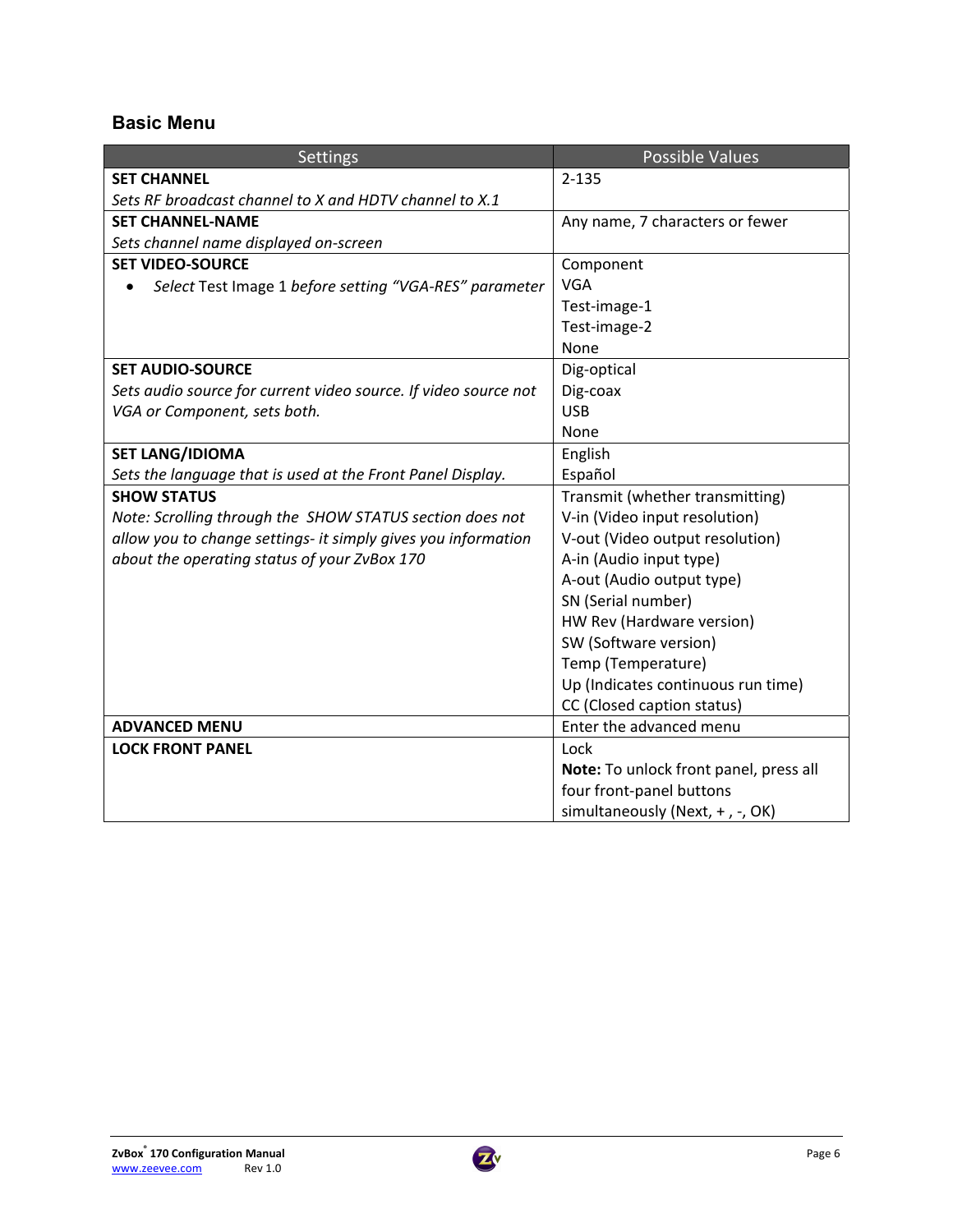## Basic Menu

| Settings | Possible Values |
|---|---|
| **SET CHANNEL**<br>*Sets RF broadcast channel to X and HDTV channel to X.1* | 2-135 |
| **SET CHANNEL-NAME**<br>*Sets channel name displayed on-screen* | Any name, 7 characters or fewer |
| **SET VIDEO-SOURCE**<br>• *Select* Test Image 1 *before setting "VGA-RES" parameter* | Component<br>VGA<br>Test-image-1<br>Test-image-2<br>None |
| **SET AUDIO-SOURCE**<br>*Sets audio source for current video source. If video source not VGA or Component, sets both.* | Dig-optical<br>Dig-coax<br>USB<br>None |
| **SET LANG/IDIOMA**<br>*Sets the language that is used at the Front Panel Display.* | English<br>Español |
| **SHOW STATUS**<br>*Note: Scrolling through the SHOW STATUS section does not allow you to change settings- it simply gives you information about the operating status of your ZvBox 170* | Transmit (whether transmitting)<br>V-in (Video input resolution)<br>V-out (Video output resolution)<br>A-in (Audio input type)<br>A-out (Audio output type)<br>SN (Serial number)<br>HW Rev (Hardware version)<br>SW (Software version)<br>Temp (Temperature)<br>Up (Indicates continuous run time)<br>CC (Closed caption status) |
| **ADVANCED MENU** | Enter the advanced menu |
| **LOCK FRONT PANEL** | Lock<br>**Note:** To unlock front panel, press all four front-panel buttons simultaneously (Next, + , -, OK) |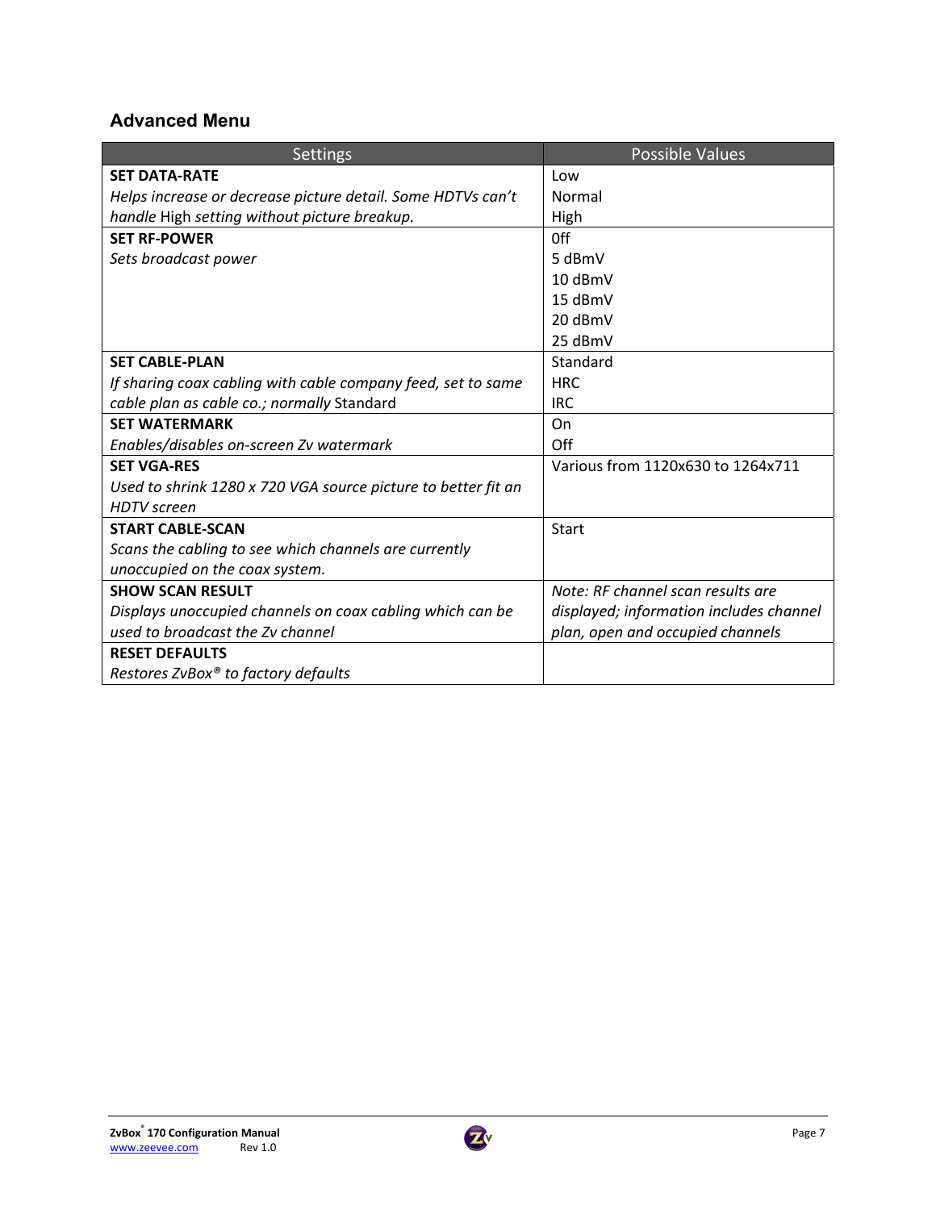## Advanced Menu

| Settings | Possible Values |
|---|---|
| **SET DATA-RATE**<br>*Helps increase or decrease picture detail. Some HDTVs can't handle* High *setting without picture breakup.* | Low<br>Normal<br>High |
| **SET RF-POWER**<br>*Sets broadcast power* | 0ff<br>5 dBmV<br>10 dBmV<br>15 dBmV<br>20 dBmV<br>25 dBmV |
| **SET CABLE-PLAN**<br>*If sharing coax cabling with cable company feed, set to same cable plan as cable co.; normally* Standard | Standard<br>HRC<br>IRC |
| **SET WATERMARK**<br>*Enables/disables on-screen Zv watermark* | On<br>Off |
| **SET VGA-RES**<br>*Used to shrink 1280 x 720 VGA source picture to better fit an HDTV screen* | Various from 1120x630 to 1264x711 |
| **START CABLE-SCAN**<br>*Scans the cabling to see which channels are currently unoccupied on the coax system.* | Start |
| **SHOW SCAN RESULT**<br>*Displays unoccupied channels on coax cabling which can be used to broadcast the Zv channel* | *Note: RF channel scan results are displayed; information includes channel plan, open and occupied channels* |
| **RESET DEFAULTS**<br>*Restores ZvBox® to factory defaults* | |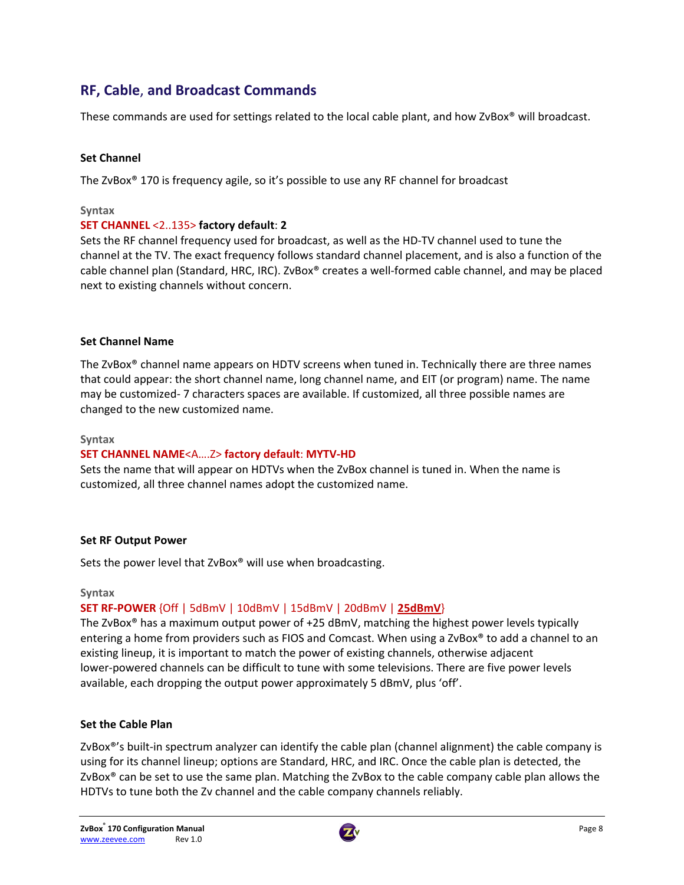## RF, Cable, and Broadcast Commands

These commands are used for settings related to the local cable plant, and how ZvBox® will broadcast.

### Set Channel

The ZvBox® 170 is frequency agile, so it's possible to use any RF channel for broadcast

**Syntax**

**SET CHANNEL** <2..135> **factory default**: **2**

Sets the RF channel frequency used for broadcast, as well as the HD-TV channel used to tune the channel at the TV. The exact frequency follows standard channel placement, and is also a function of the cable channel plan (Standard, HRC, IRC). ZvBox® creates a well-formed cable channel, and may be placed next to existing channels without concern.

### Set Channel Name

The ZvBox® channel name appears on HDTV screens when tuned in. Technically there are three names that could appear: the short channel name, long channel name, and EIT (or program) name. The name may be customized- 7 characters spaces are available. If customized, all three possible names are changed to the new customized name.

**Syntax**

**SET CHANNEL NAME**<A….Z> **factory default**: **MYTV-HD**

Sets the name that will appear on HDTVs when the ZvBox channel is tuned in. When the name is customized, all three channel names adopt the customized name.

### Set RF Output Power

Sets the power level that ZvBox® will use when broadcasting.

**Syntax**

**SET RF-POWER** {Off | 5dBmV | 10dBmV | 15dBmV | 20dBmV | **25dBmV**}

The ZvBox® has a maximum output power of +25 dBmV, matching the highest power levels typically entering a home from providers such as FIOS and Comcast. When using a ZvBox® to add a channel to an existing lineup, it is important to match the power of existing channels, otherwise adjacent lower-powered channels can be difficult to tune with some televisions. There are five power levels available, each dropping the output power approximately 5 dBmV, plus 'off'.

### Set the Cable Plan

ZvBox®'s built-in spectrum analyzer can identify the cable plan (channel alignment) the cable company is using for its channel lineup; options are Standard, HRC, and IRC. Once the cable plan is detected, the ZvBox® can be set to use the same plan. Matching the ZvBox to the cable company cable plan allows the HDTVs to tune both the Zv channel and the cable company channels reliably.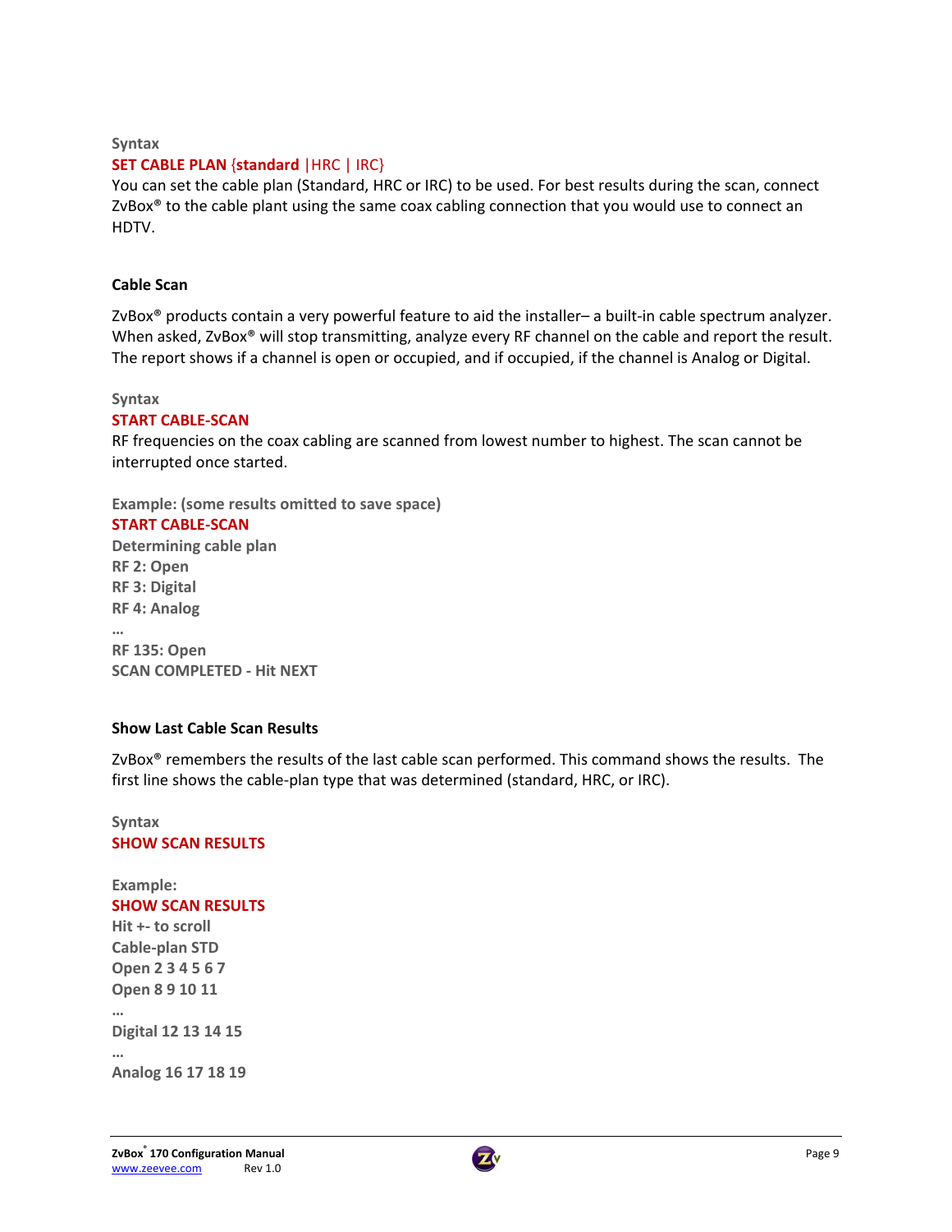**Syntax**

**SET CABLE PLAN {standard |HRC | IRC}**

You can set the cable plan (Standard, HRC or IRC) to be used. For best results during the scan, connect ZvBox® to the cable plant using the same coax cabling connection that you would use to connect an HDTV.

### Cable Scan

ZvBox® products contain a very powerful feature to aid the installer– a built-in cable spectrum analyzer. When asked, ZvBox® will stop transmitting, analyze every RF channel on the cable and report the result. The report shows if a channel is open or occupied, and if occupied, if the channel is Analog or Digital.

**Syntax**

**START CABLE-SCAN**

RF frequencies on the coax cabling are scanned from lowest number to highest. The scan cannot be interrupted once started.

**Example: (some results omitted to save space)**

**START CABLE-SCAN**
**Determining cable plan**
**RF 2: Open**
**RF 3: Digital**
**RF 4: Analog**
**…**
**RF 135: Open**
**SCAN COMPLETED - Hit NEXT**

### Show Last Cable Scan Results

ZvBox® remembers the results of the last cable scan performed. This command shows the results. The first line shows the cable-plan type that was determined (standard, HRC, or IRC).

**Syntax**

**SHOW SCAN RESULTS**

**Example:**

**SHOW SCAN RESULTS**
**Hit +- to scroll**
**Cable-plan STD**
**Open 2 3 4 5 6 7**
**Open 8 9 10 11**
**…**
**Digital 12 13 14 15**
**…**
**Analog 16 17 18 19**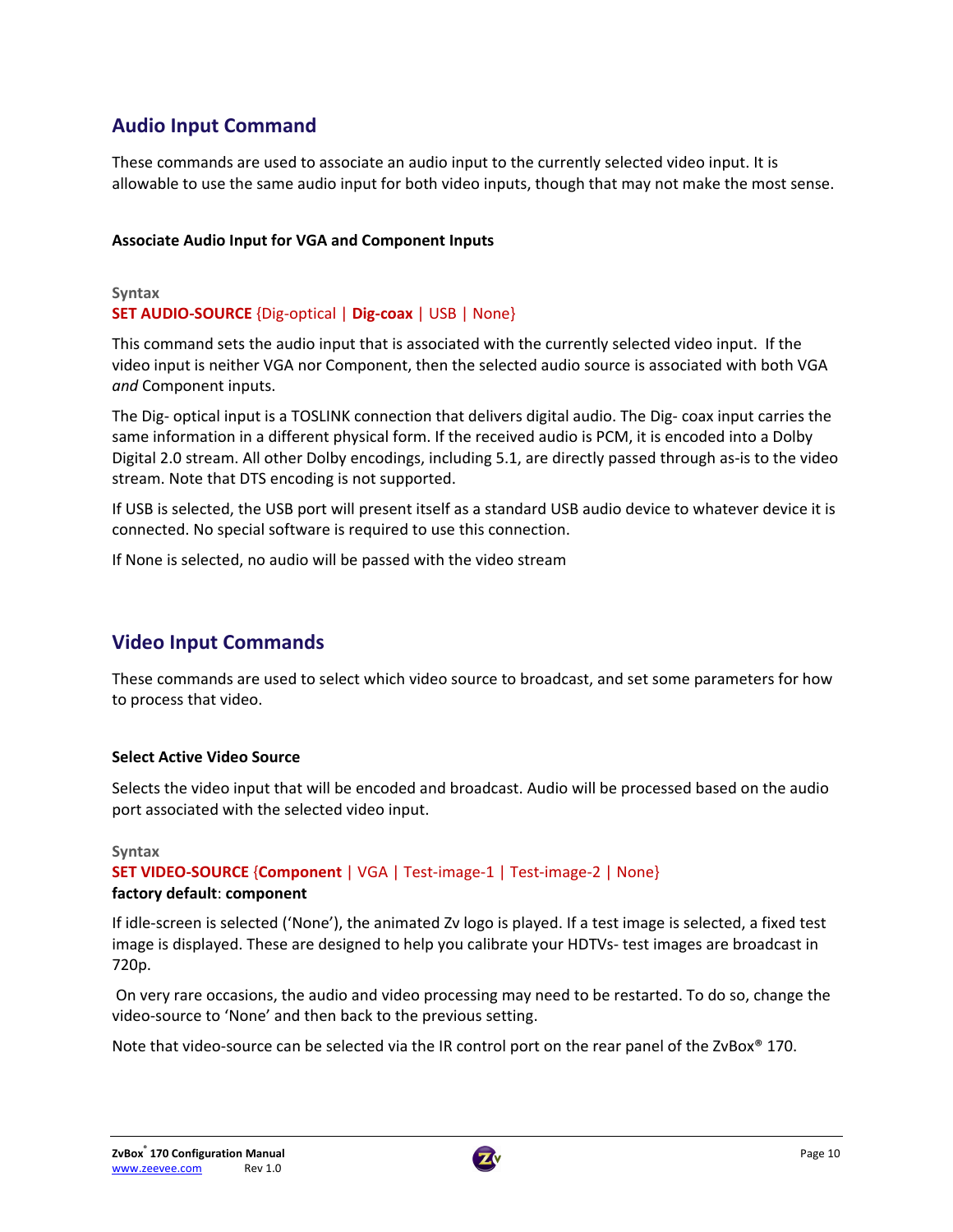## Audio Input Command

These commands are used to associate an audio input to the currently selected video input. It is allowable to use the same audio input for both video inputs, though that may not make the most sense.

### Associate Audio Input for VGA and Component Inputs

**Syntax**

**SET AUDIO-SOURCE** {Dig-optical | **Dig-coax** | USB | None}

This command sets the audio input that is associated with the currently selected video input. If the video input is neither VGA nor Component, then the selected audio source is associated with both VGA *and* Component inputs.

The Dig- optical input is a TOSLINK connection that delivers digital audio. The Dig- coax input carries the same information in a different physical form. If the received audio is PCM, it is encoded into a Dolby Digital 2.0 stream. All other Dolby encodings, including 5.1, are directly passed through as-is to the video stream. Note that DTS encoding is not supported.

If USB is selected, the USB port will present itself as a standard USB audio device to whatever device it is connected. No special software is required to use this connection.

If None is selected, no audio will be passed with the video stream

## Video Input Commands

These commands are used to select which video source to broadcast, and set some parameters for how to process that video.

### Select Active Video Source

Selects the video input that will be encoded and broadcast. Audio will be processed based on the audio port associated with the selected video input.

**Syntax**

**SET VIDEO-SOURCE** {**Component** | VGA | Test-image-1 | Test-image-2 | None}

**factory default**: **component**

If idle-screen is selected ('None'), the animated Zv logo is played. If a test image is selected, a fixed test image is displayed. These are designed to help you calibrate your HDTVs- test images are broadcast in 720p.

On very rare occasions, the audio and video processing may need to be restarted. To do so, change the video-source to 'None' and then back to the previous setting.

Note that video-source can be selected via the IR control port on the rear panel of the ZvBox® 170.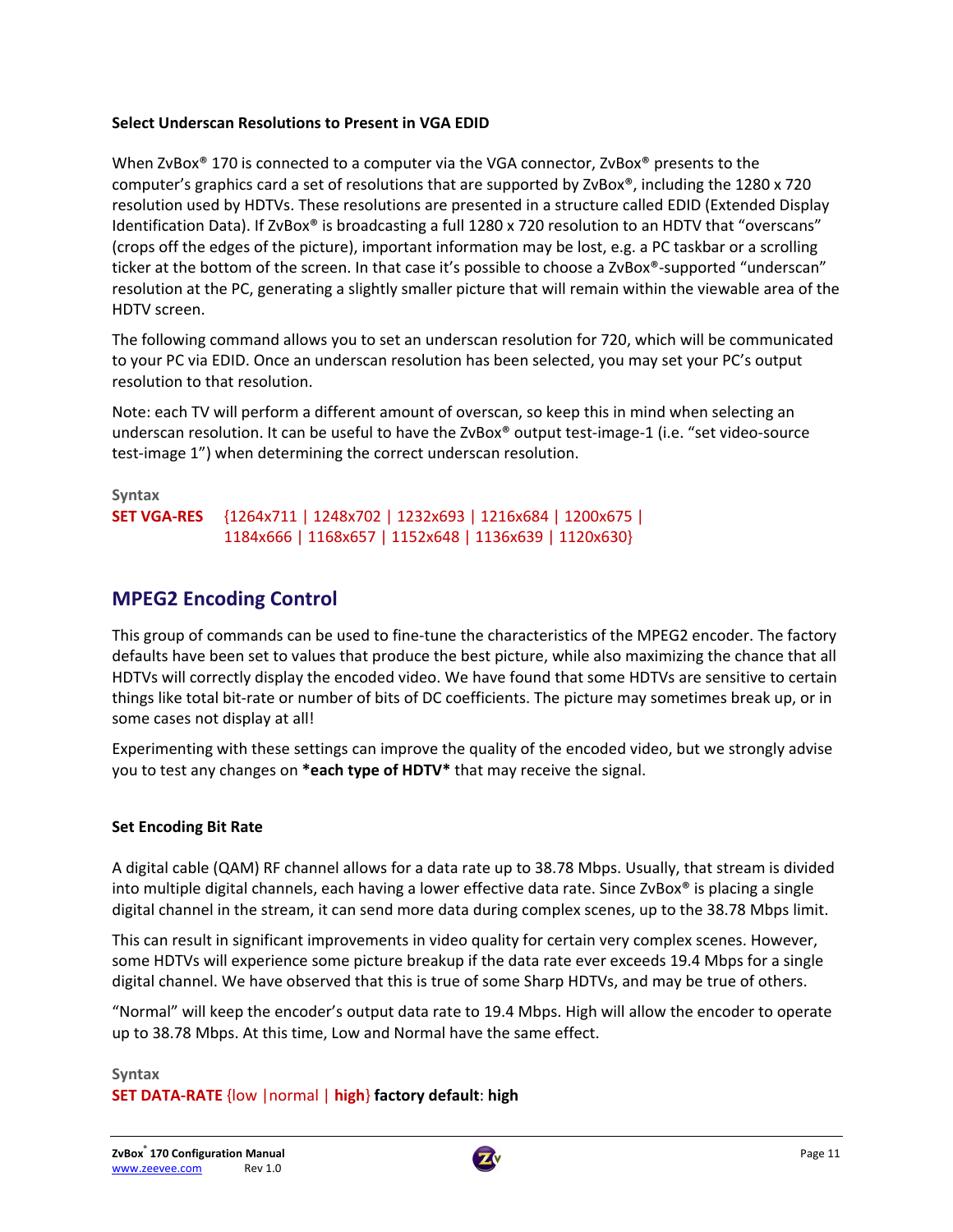### Select Underscan Resolutions to Present in VGA EDID

When ZvBox® 170 is connected to a computer via the VGA connector, ZvBox® presents to the computer's graphics card a set of resolutions that are supported by ZvBox®, including the 1280 x 720 resolution used by HDTVs. These resolutions are presented in a structure called EDID (Extended Display Identification Data). If ZvBox® is broadcasting a full 1280 x 720 resolution to an HDTV that "overscans" (crops off the edges of the picture), important information may be lost, e.g. a PC taskbar or a scrolling ticker at the bottom of the screen. In that case it's possible to choose a ZvBox®-supported "underscan" resolution at the PC, generating a slightly smaller picture that will remain within the viewable area of the HDTV screen.

The following command allows you to set an underscan resolution for 720, which will be communicated to your PC via EDID. Once an underscan resolution has been selected, you may set your PC's output resolution to that resolution.

Note: each TV will perform a different amount of overscan, so keep this in mind when selecting an underscan resolution. It can be useful to have the ZvBox® output test-image-1 (i.e. "set video-source test-image 1") when determining the correct underscan resolution.

Syntax

**SET VGA-RES** {1264x711 | 1248x702 | 1232x693 | 1216x684 | 1200x675 | 1184x666 | 1168x657 | 1152x648 | 1136x639 | 1120x630}

## MPEG2 Encoding Control

This group of commands can be used to fine-tune the characteristics of the MPEG2 encoder. The factory defaults have been set to values that produce the best picture, while also maximizing the chance that all HDTVs will correctly display the encoded video. We have found that some HDTVs are sensitive to certain things like total bit-rate or number of bits of DC coefficients. The picture may sometimes break up, or in some cases not display at all!

Experimenting with these settings can improve the quality of the encoded video, but we strongly advise you to test any changes on **\*each type of HDTV\*** that may receive the signal.

### Set Encoding Bit Rate

A digital cable (QAM) RF channel allows for a data rate up to 38.78 Mbps. Usually, that stream is divided into multiple digital channels, each having a lower effective data rate. Since ZvBox® is placing a single digital channel in the stream, it can send more data during complex scenes, up to the 38.78 Mbps limit.

This can result in significant improvements in video quality for certain very complex scenes. However, some HDTVs will experience some picture breakup if the data rate ever exceeds 19.4 Mbps for a single digital channel. We have observed that this is true of some Sharp HDTVs, and may be true of others.

"Normal" will keep the encoder's output data rate to 19.4 Mbps. High will allow the encoder to operate up to 38.78 Mbps. At this time, Low and Normal have the same effect.

Syntax

**SET DATA-RATE** {low |normal | **high**} **factory default**: **high**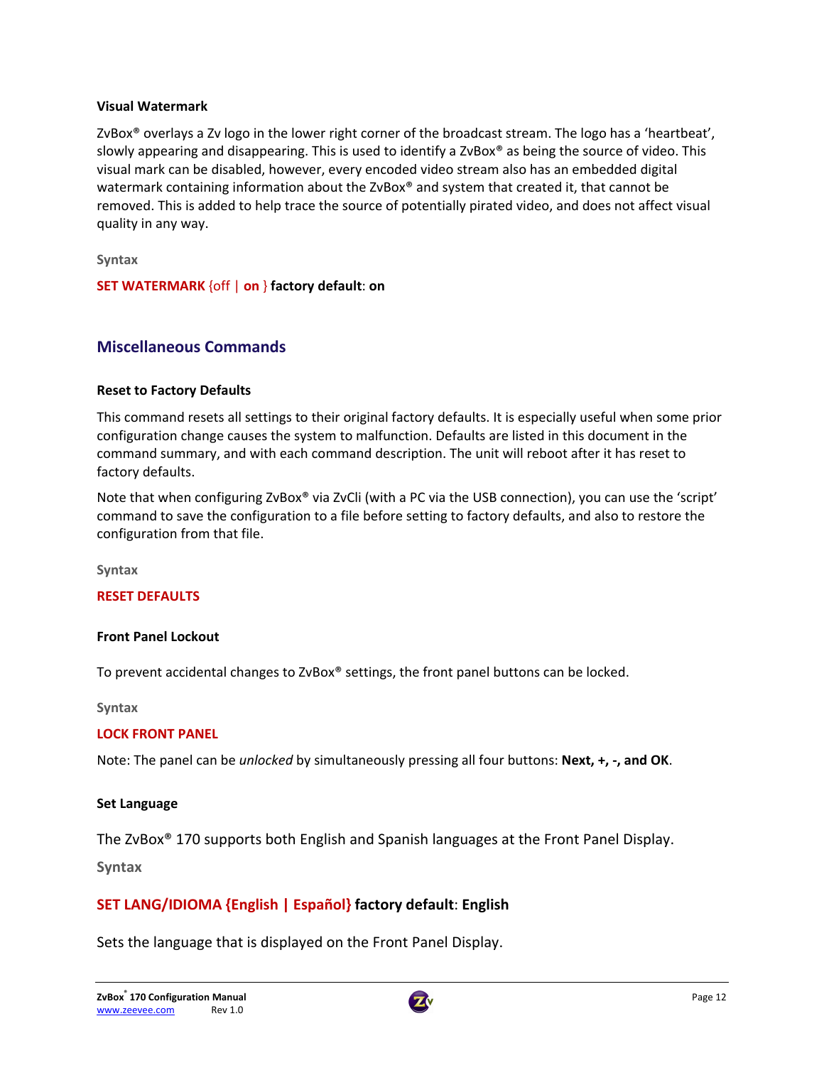#### Visual Watermark

ZvBox® overlays a Zv logo in the lower right corner of the broadcast stream. The logo has a 'heartbeat', slowly appearing and disappearing. This is used to identify a ZvBox® as being the source of video. This visual mark can be disabled, however, every encoded video stream also has an embedded digital watermark containing information about the ZvBox® and system that created it, that cannot be removed. This is added to help trace the source of potentially pirated video, and does not affect visual quality in any way.

**Syntax**

**SET WATERMARK** {off | **on** } **factory default**: **on**

### Miscellaneous Commands

#### Reset to Factory Defaults

This command resets all settings to their original factory defaults. It is especially useful when some prior configuration change causes the system to malfunction. Defaults are listed in this document in the command summary, and with each command description. The unit will reboot after it has reset to factory defaults.

Note that when configuring ZvBox® via ZvCli (with a PC via the USB connection), you can use the 'script' command to save the configuration to a file before setting to factory defaults, and also to restore the configuration from that file.

**Syntax**

**RESET DEFAULTS**

#### Front Panel Lockout

To prevent accidental changes to ZvBox® settings, the front panel buttons can be locked.

**Syntax**

**LOCK FRONT PANEL**

Note: The panel can be *unlocked* by simultaneously pressing all four buttons: **Next, +, -, and OK**.

#### Set Language

The ZvBox® 170 supports both English and Spanish languages at the Front Panel Display.

**Syntax**

**SET LANG/IDIOMA {English | Español} factory default**: **English**

Sets the language that is displayed on the Front Panel Display.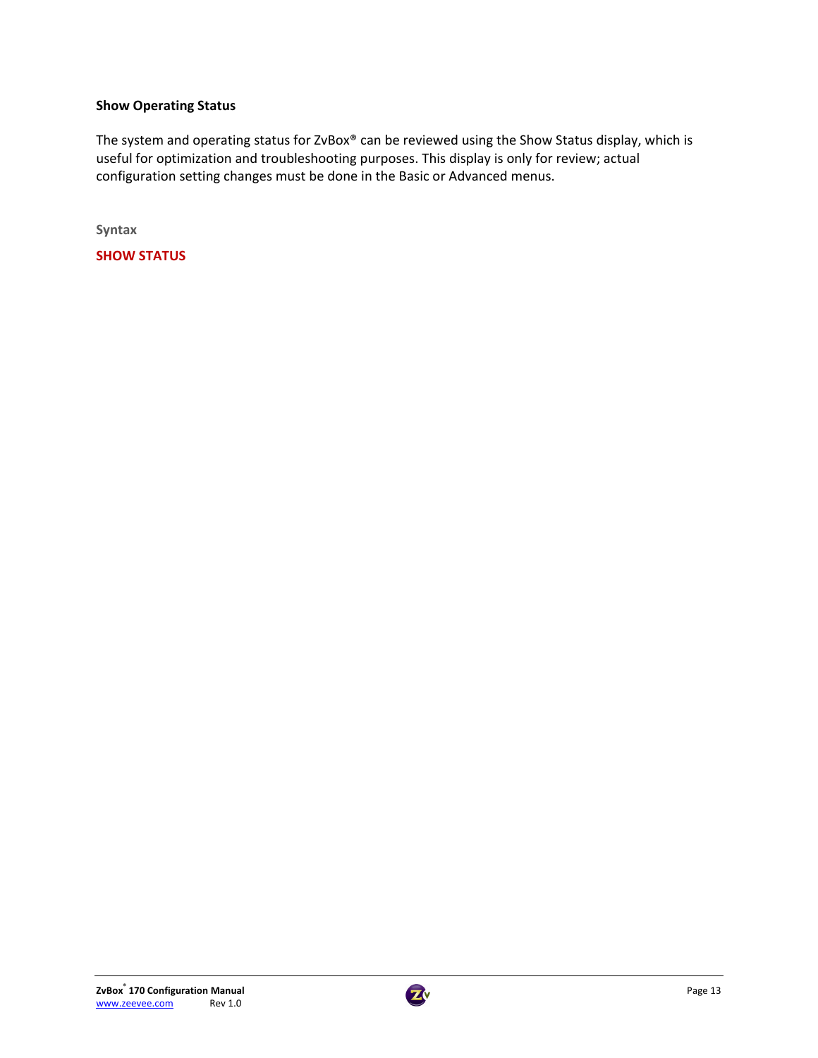### Show Operating Status

The system and operating status for ZvBox® can be reviewed using the Show Status display, which is useful for optimization and troubleshooting purposes. This display is only for review; actual configuration setting changes must be done in the Basic or Advanced menus.

**Syntax**

**SHOW STATUS**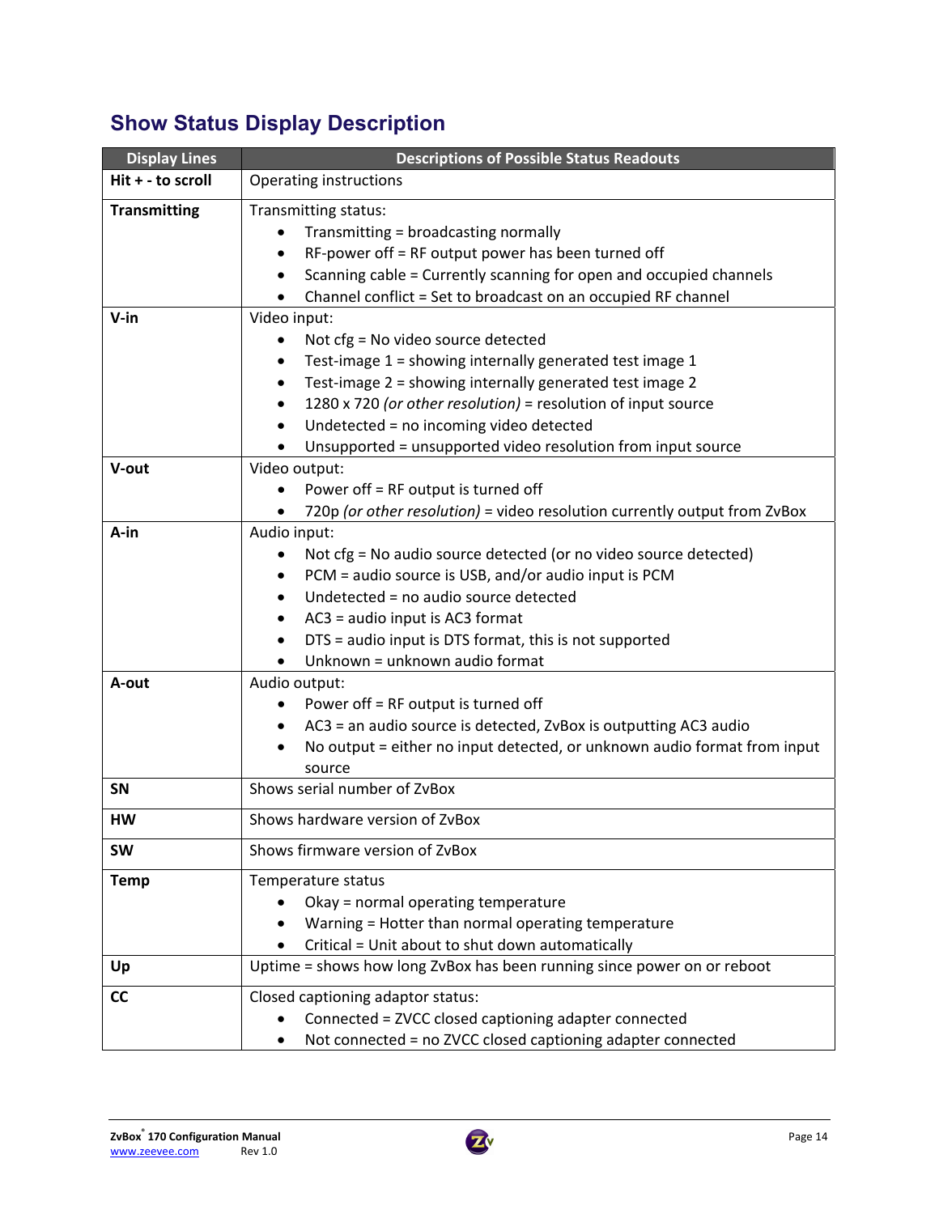## Show Status Display Description

| Display Lines | Descriptions of Possible Status Readouts |
|---|---|
| **Hit + - to scroll** | Operating instructions |
| **Transmitting** | Transmitting status:<br>• Transmitting = broadcasting normally<br>• RF-power off = RF output power has been turned off<br>• Scanning cable = Currently scanning for open and occupied channels<br>• Channel conflict = Set to broadcast on an occupied RF channel |
| **V-in** | Video input:<br>• Not cfg = No video source detected<br>• Test-image 1 = showing internally generated test image 1<br>• Test-image 2 = showing internally generated test image 2<br>• 1280 x 720 *(or other resolution)* = resolution of input source<br>• Undetected = no incoming video detected<br>• Unsupported = unsupported video resolution from input source |
| **V-out** | Video output:<br>• Power off = RF output is turned off<br>• 720p *(or other resolution)* = video resolution currently output from ZvBox |
| **A-in** | Audio input:<br>• Not cfg = No audio source detected (or no video source detected)<br>• PCM = audio source is USB, and/or audio input is PCM<br>• Undetected = no audio source detected<br>• AC3 = audio input is AC3 format<br>• DTS = audio input is DTS format, this is not supported<br>• Unknown = unknown audio format |
| **A-out** | Audio output:<br>• Power off = RF output is turned off<br>• AC3 = an audio source is detected, ZvBox is outputting AC3 audio<br>• No output = either no input detected, or unknown audio format from input source |
| **SN** | Shows serial number of ZvBox |
| **HW** | Shows hardware version of ZvBox |
| **SW** | Shows firmware version of ZvBox |
| **Temp** | Temperature status<br>• Okay = normal operating temperature<br>• Warning = Hotter than normal operating temperature<br>• Critical = Unit about to shut down automatically |
| **Up** | Uptime = shows how long ZvBox has been running since power on or reboot |
| **CC** | Closed captioning adaptor status:<br>• Connected = ZVCC closed captioning adapter connected<br>• Not connected = no ZVCC closed captioning adapter connected |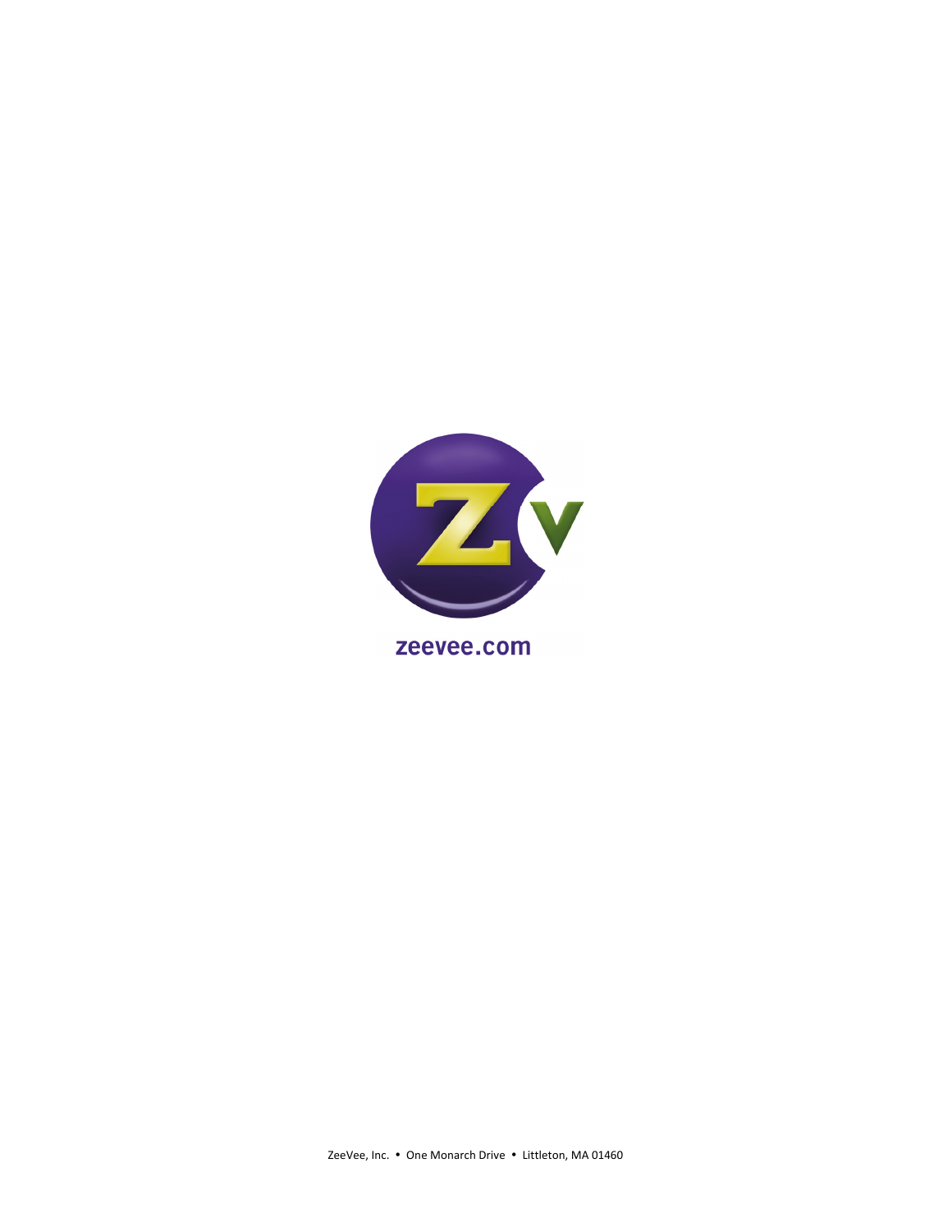zeevee.com

ZeeVee, Inc. • One Monarch Drive • Littleton, MA 01460